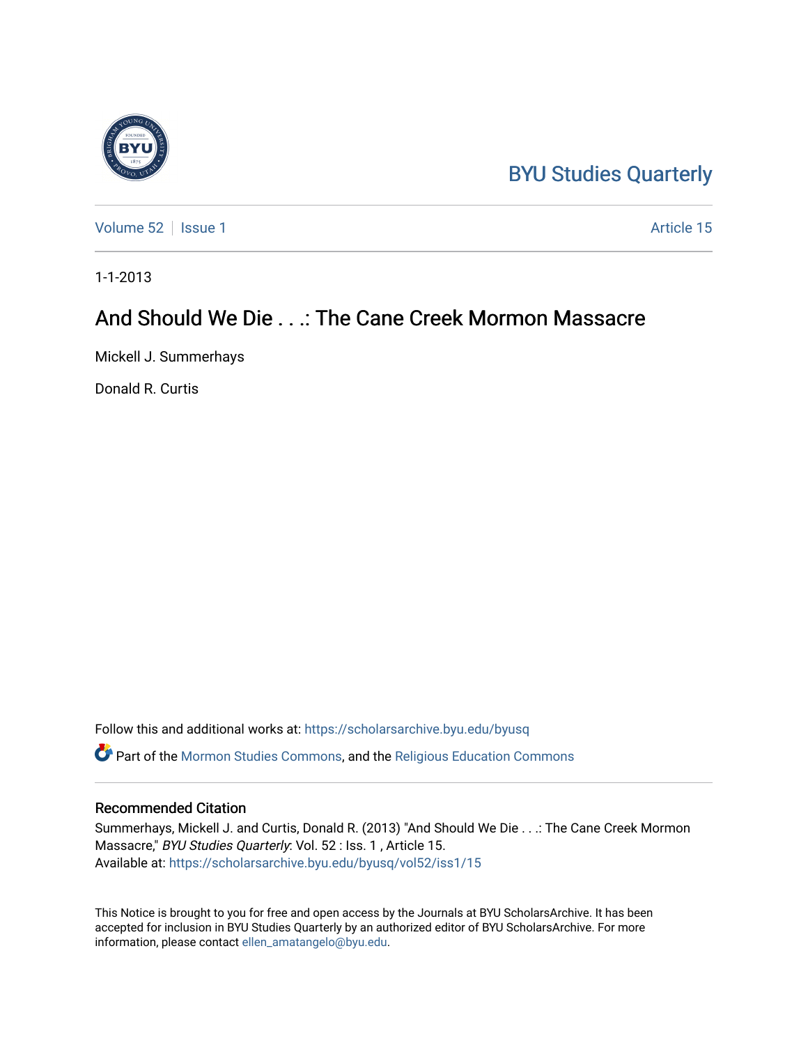BYU Studies Quarterly

Volume 52 | Issue 1 Article 15

1-1-2013

# And Should We Die . . .: The Cane Creek Mormon Massacre

Mickell J. Summerhays

Donald R. Curtis

Follow this and additional works at: https://scholarsarchive.byu.edu/byusq

Part of the Mormon Studies Commons, and the Religious Education Commons

## Recommended Citation

Summerhays, Mickell J. and Curtis, Donald R. (2013) "And Should We Die . . .: The Cane Creek Mormon Massacre," *BYU Studies Quarterly*: Vol. 52 : Iss. 1 , Article 15.
Available at: https://scholarsarchive.byu.edu/byusq/vol52/iss1/15

This Notice is brought to you for free and open access by the Journals at BYU ScholarsArchive. It has been accepted for inclusion in BYU Studies Quarterly by an authorized editor of BYU ScholarsArchive. For more information, please contact ellen_amatangelo@byu.edu.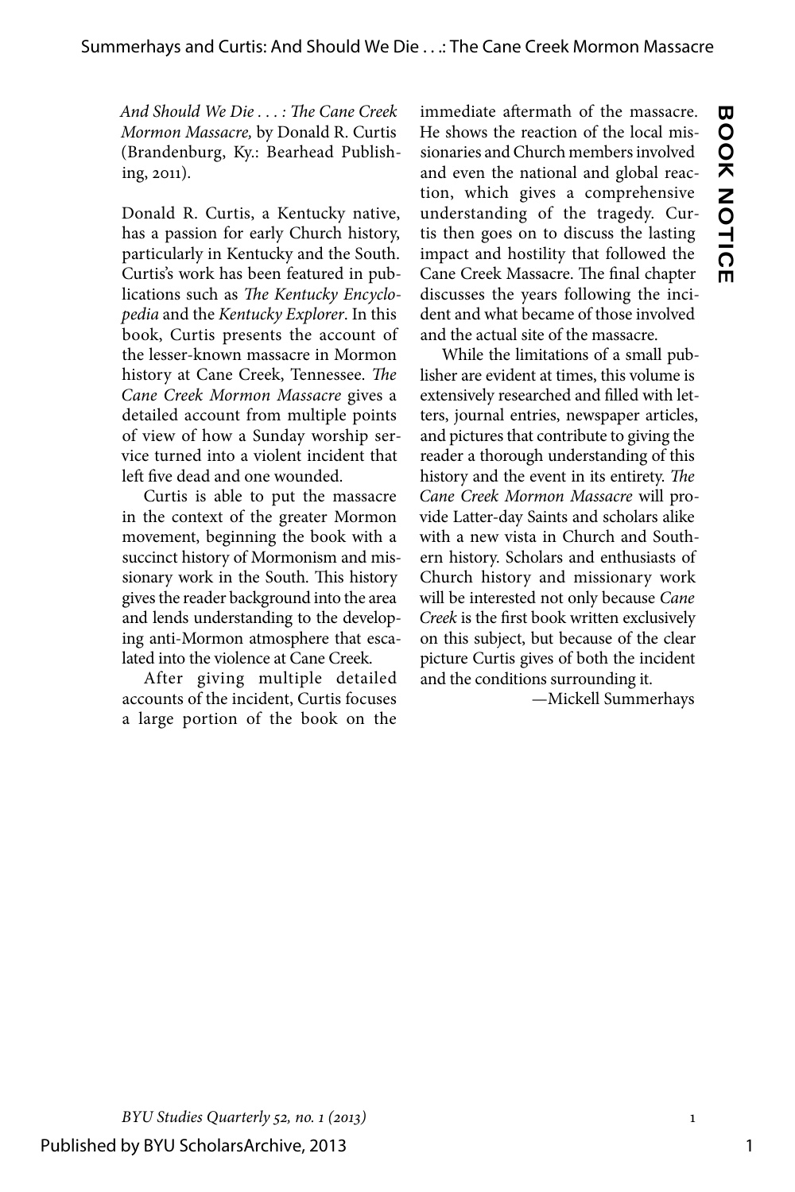*And Should We Die . . . : The Cane Creek Mormon Massacre,* by Donald R. Curtis (Brandenburg, Ky.: Bearhead Publishing, 2011).

Donald R. Curtis, a Kentucky native, has a passion for early Church history, particularly in Kentucky and the South. Curtis's work has been featured in publications such as *The Kentucky Encyclopedia* and the *Kentucky Explorer*. In this book, Curtis presents the account of the lesser-known massacre in Mormon history at Cane Creek, Tennessee. *The Cane Creek Mormon Massacre* gives a detailed account from multiple points of view of how a Sunday worship service turned into a violent incident that left five dead and one wounded.

Curtis is able to put the massacre in the context of the greater Mormon movement, beginning the book with a succinct history of Mormonism and missionary work in the South. This history gives the reader background into the area and lends understanding to the developing anti-Mormon atmosphere that escalated into the violence at Cane Creek.

After giving multiple detailed accounts of the incident, Curtis focuses a large portion of the book on the immediate aftermath of the massacre. He shows the reaction of the local missionaries and Church members involved and even the national and global reaction, which gives a comprehensive understanding of the tragedy. Curtis then goes on to discuss the lasting impact and hostility that followed the Cane Creek Massacre. The final chapter discusses the years following the incident and what became of those involved and the actual site of the massacre.

While the limitations of a small publisher are evident at times, this volume is extensively researched and filled with letters, journal entries, newspaper articles, and pictures that contribute to giving the reader a thorough understanding of this history and the event in its entirety. *The Cane Creek Mormon Massacre* will provide Latter-day Saints and scholars alike with a new vista in Church and Southern history. Scholars and enthusiasts of Church history and missionary work will be interested not only because *Cane Creek* is the first book written exclusively on this subject, but because of the clear picture Curtis gives of both the incident and the conditions surrounding it.

—Mickell Summerhays